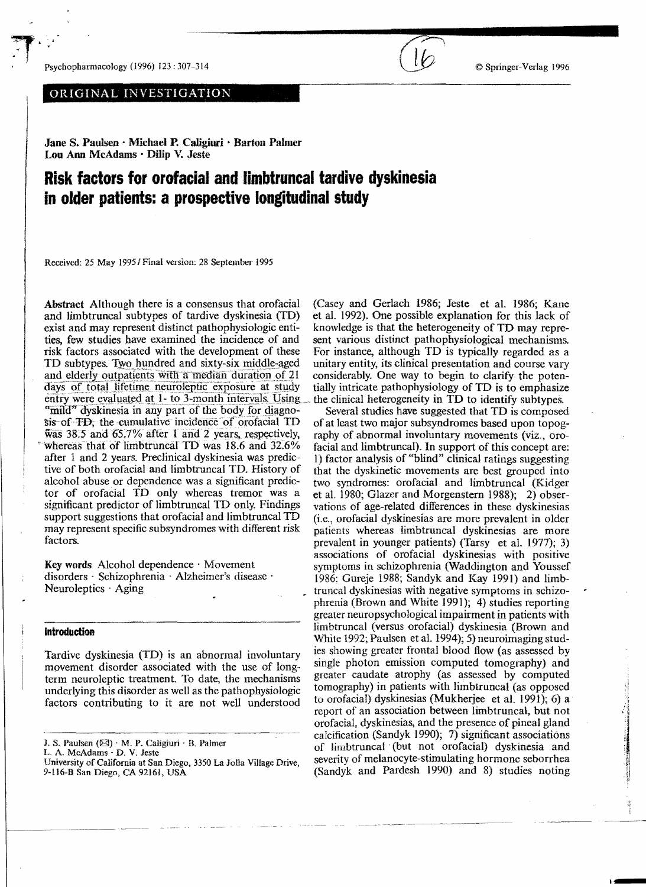ORIGINAL INVESTIGATION

Jane S. Paulsen · Michael P. Caligiuri · Barton Palmer
Lou Ann McAdams · Dilip V. Jeste

# Risk factors for orofacial and limbtruncal tardive dyskinesia in older patients: a prospective longitudinal study

Received: 25 May 1995 / Final version: 28 September 1995

**Abstract** Although there is a consensus that orofacial and limbtruncal subtypes of tardive dyskinesia (TD) exist and may represent distinct pathophysiologic entities, few studies have examined the incidence of and risk factors associated with the development of these TD subtypes. Two hundred and sixty-six middle-aged and elderly outpatients with a median duration of 21 days of total lifetime neuroleptic exposure at study entry were evaluated at 1- to 3-month intervals. Using "mild" dyskinesia in any part of the body for diagnosis of TD, the cumulative incidence of orofacial TD was 38.5 and 65.7% after 1 and 2 years, respectively, whereas that of limbtruncal TD was 18.6 and 32.6% after 1 and 2 years. Preclinical dyskinesia was predictive of both orofacial and limbtruncal TD. History of alcohol abuse or dependence was a significant predictor of orofacial TD only whereas tremor was a significant predictor of limbtruncal TD only. Findings support suggestions that orofacial and limbtruncal TD may represent specific subsyndromes with different risk factors.

**Key words** Alcohol dependence · Movement disorders · Schizophrenia · Alzheimer's disease · Neuroleptics · Aging

## Introduction

Tardive dyskinesia (TD) is an abnormal involuntary movement disorder associated with the use of long-term neuroleptic treatment. To date, the mechanisms underlying this disorder as well as the pathophysiologic factors contributing to it are not well understood (Casey and Gerlach 1986; Jeste et al. 1986; Kane et al. 1992). One possible explanation for this lack of knowledge is that the heterogeneity of TD may represent various distinct pathophysiological mechanisms. For instance, although TD is typically regarded as a unitary entity, its clinical presentation and course vary considerably. One way to begin to clarify the potentially intricate pathophysiology of TD is to emphasize the clinical heterogeneity in TD to identify subtypes.

Several studies have suggested that TD is composed of at least two major subsyndromes based upon topography of abnormal involuntary movements (viz., orofacial and limbtruncal). In support of this concept are: 1) factor analysis of "blind" clinical ratings suggesting that the dyskinetic movements are best grouped into two syndromes: orofacial and limbtruncal (Kidger et al. 1980; Glazer and Morgenstern 1988); 2) observations of age-related differences in these dyskinesias (i.e., orofacial dyskinesias are more prevalent in older patients whereas limbtruncal dyskinesias are more prevalent in younger patients) (Tarsy et al. 1977); 3) associations of orofacial dyskinesias with positive symptoms in schizophrenia (Waddington and Youssef 1986; Gureje 1988; Sandyk and Kay 1991) and limbtruncal dyskinesias with negative symptoms in schizophrenia (Brown and White 1991); 4) studies reporting greater neuropsychological impairment in patients with limbtruncal (versus orofacial) dyskinesia (Brown and White 1992; Paulsen et al. 1994); 5) neuroimaging studies showing greater frontal blood flow (as assessed by single photon emission computed tomography) and greater caudate atrophy (as assessed by computed tomography) in patients with limbtruncal (as opposed to orofacial) dyskinesias (Mukherjee et al. 1991); 6) a report of an association between limbtruncal, but not orofacial, dyskinesias, and the presence of pineal gland calcification (Sandyk 1990); 7) significant associations of limbtruncal (but not orofacial) dyskinesia and severity of melanocyte-stimulating hormone seborrhea (Sandyk and Pardesh 1990) and 8) studies noting

J. S. Paulsen (✉) · M. P. Caligiuri · B. Palmer
L. A. McAdams · D. V. Jeste
University of California at San Diego, 3350 La Jolla Village Drive, 9-116-B San Diego, CA 92161, USA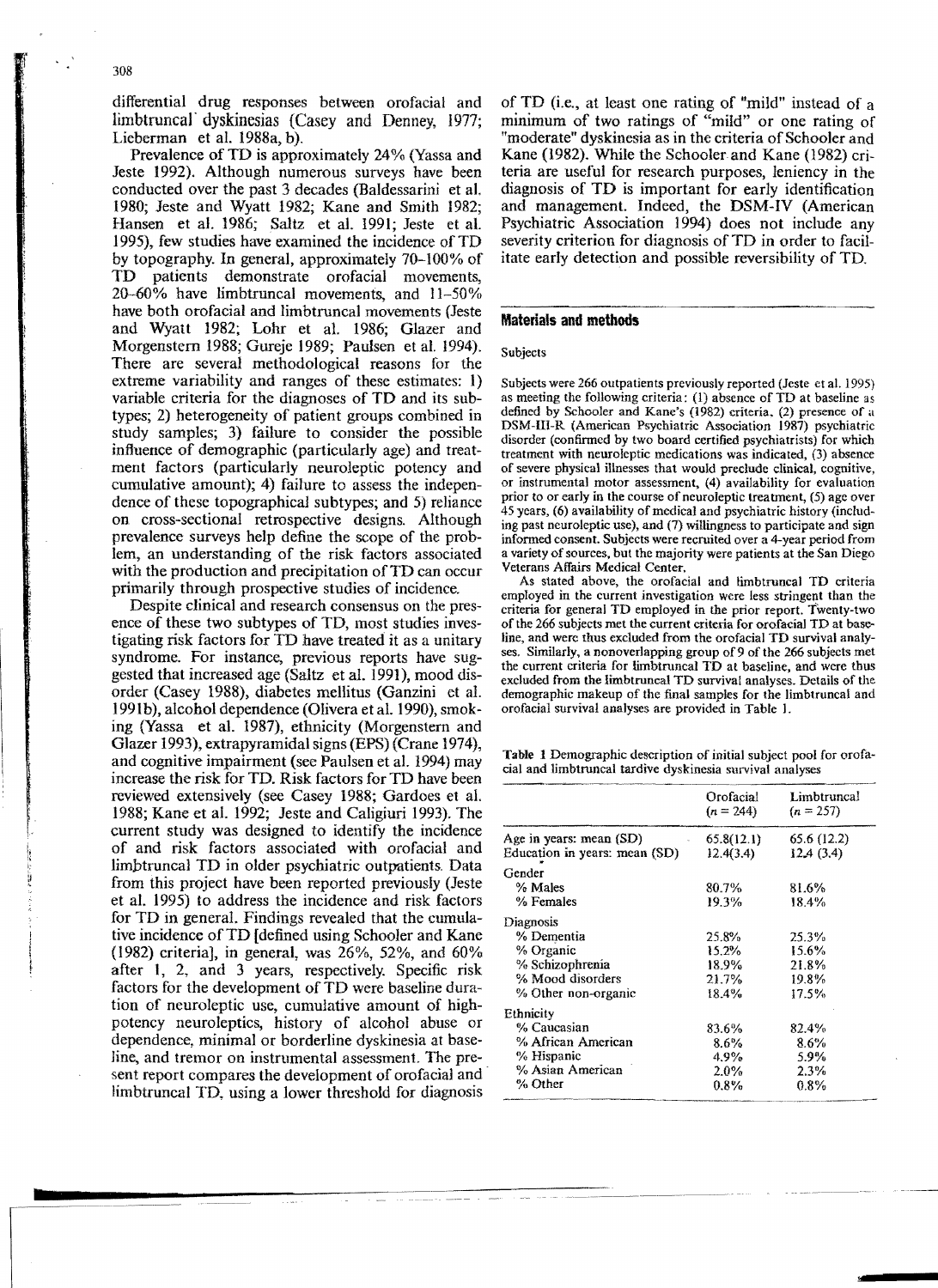differential drug responses between orofacial and limbtruncal dyskinesias (Casey and Denney, 1977; Lieberman et al. 1988a, b).

Prevalence of TD is approximately 24% (Yassa and Jeste 1992). Although numerous surveys have been conducted over the past 3 decades (Baldessarini et al. 1980; Jeste and Wyatt 1982; Kane and Smith 1982; Hansen et al. 1986; Saltz et al. 1991; Jeste et al. 1995), few studies have examined the incidence of TD by topography. In general, approximately 70–100% of TD patients demonstrate orofacial movements, 20–60% have limbtruncal movements, and 11–50% have both orofacial and limbtruncal movements (Jeste and Wyatt 1982; Lohr et al. 1986; Glazer and Morgenstern 1988; Gureje 1989; Paulsen et al. 1994). There are several methodological reasons for the extreme variability and ranges of these estimates: 1) variable criteria for the diagnoses of TD and its subtypes; 2) heterogeneity of patient groups combined in study samples; 3) failure to consider the possible influence of demographic (particularly age) and treatment factors (particularly neuroleptic potency and cumulative amount); 4) failure to assess the independence of these topographical subtypes; and 5) reliance on cross-sectional retrospective designs. Although prevalence surveys help define the scope of the problem, an understanding of the risk factors associated with the production and precipitation of TD can occur primarily through prospective studies of incidence.

Despite clinical and research consensus on the presence of these two subtypes of TD, most studies investigating risk factors for TD have treated it as a unitary syndrome. For instance, previous reports have suggested that increased age (Saltz et al. 1991), mood disorder (Casey 1988), diabetes mellitus (Ganzini et al. 1991b), alcohol dependence (Olivera et al. 1990), smoking (Yassa et al. 1987), ethnicity (Morgenstern and Glazer 1993), extrapyramidal signs (EPS) (Crane 1974), and cognitive impairment (see Paulsen et al. 1994) may increase the risk for TD. Risk factors for TD have been reviewed extensively (see Casey 1988; Gardoes et al. 1988; Kane et al. 1992; Jeste and Caligiuri 1993). The current study was designed to identify the incidence of and risk factors associated with orofacial and limbtruncal TD in older psychiatric outpatients. Data from this project have been reported previously (Jeste et al. 1995) to address the incidence and risk factors for TD in general. Findings revealed that the cumulative incidence of TD [defined using Schooler and Kane (1982) criteria], in general, was 26%, 52%, and 60% after 1, 2, and 3 years, respectively. Specific risk factors for the development of TD were baseline duration of neuroleptic use, cumulative amount of high-potency neuroleptics, history of alcohol abuse or dependence, minimal or borderline dyskinesia at baseline, and tremor on instrumental assessment. The present report compares the development of orofacial and limbtruncal TD, using a lower threshold for diagnosis of TD (i.e., at least one rating of "mild" instead of a minimum of two ratings of "mild" or one rating of "moderate" dyskinesia as in the criteria of Schooler and Kane (1982). While the Schooler and Kane (1982) criteria are useful for research purposes, leniency in the diagnosis of TD is important for early identification and management. Indeed, the DSM-IV (American Psychiatric Association 1994) does not include any severity criterion for diagnosis of TD in order to facilitate early detection and possible reversibility of TD.

## Materials and methods

### Subjects

Subjects were 266 outpatients previously reported (Jeste et al. 1995) as meeting the following criteria: (1) absence of TD at baseline as defined by Schooler and Kane's (1982) criteria, (2) presence of a DSM-III-R (American Psychiatric Association 1987) psychiatric disorder (confirmed by two board certified psychiatrists) for which treatment with neuroleptic medications was indicated, (3) absence of severe physical illnesses that would preclude clinical, cognitive, or instrumental motor assessment, (4) availability for evaluation prior to or early in the course of neuroleptic treatment, (5) age over 45 years, (6) availability of medical and psychiatric history (including past neuroleptic use), and (7) willingness to participate and sign informed consent. Subjects were recruited over a 4-year period from a variety of sources, but the majority were patients at the San Diego Veterans Affairs Medical Center.

As stated above, the orofacial and limbtruncal TD criteria employed in the current investigation were less stringent than the criteria for general TD employed in the prior report. Twenty-two of the 266 subjects met the current criteria for orofacial TD at baseline, and were thus excluded from the orofacial TD survival analyses. Similarly, a nonoverlapping group of 9 of the 266 subjects met the current criteria for limbtruncal TD at baseline, and were thus excluded from the limbtruncal TD survival analyses. Details of the demographic makeup of the final samples for the limbtruncal and orofacial survival analyses are provided in Table 1.

**Table 1** Demographic description of initial subject pool for orofacial and limbtruncal tardive dyskinesia survival analyses

| | Orofacial ($n$ = 244) | Limbtruncal ($n$ = 257) |
|---|---|---|
| Age in years: mean (SD) | 65.8(12.1) | 65.6 (12.2) |
| Education in years: mean (SD) | 12.4(3.4) | 12.4 (3.4) |
| Gender | | |
| % Males | 80.7% | 81.6% |
| % Females | 19.3% | 18.4% |
| Diagnosis | | |
| % Dementia | 25.8% | 25.3% |
| % Organic | 15.2% | 15.6% |
| % Schizophrenia | 18.9% | 21.8% |
| % Mood disorders | 21.7% | 19.8% |
| % Other non-organic | 18.4% | 17.5% |
| Ethnicity | | |
| % Caucasian | 83.6% | 82.4% |
| % African American | 8.6% | 8.6% |
| % Hispanic | 4.9% | 5.9% |
| % Asian American | 2.0% | 2.3% |
| % Other | 0.8% | 0.8% |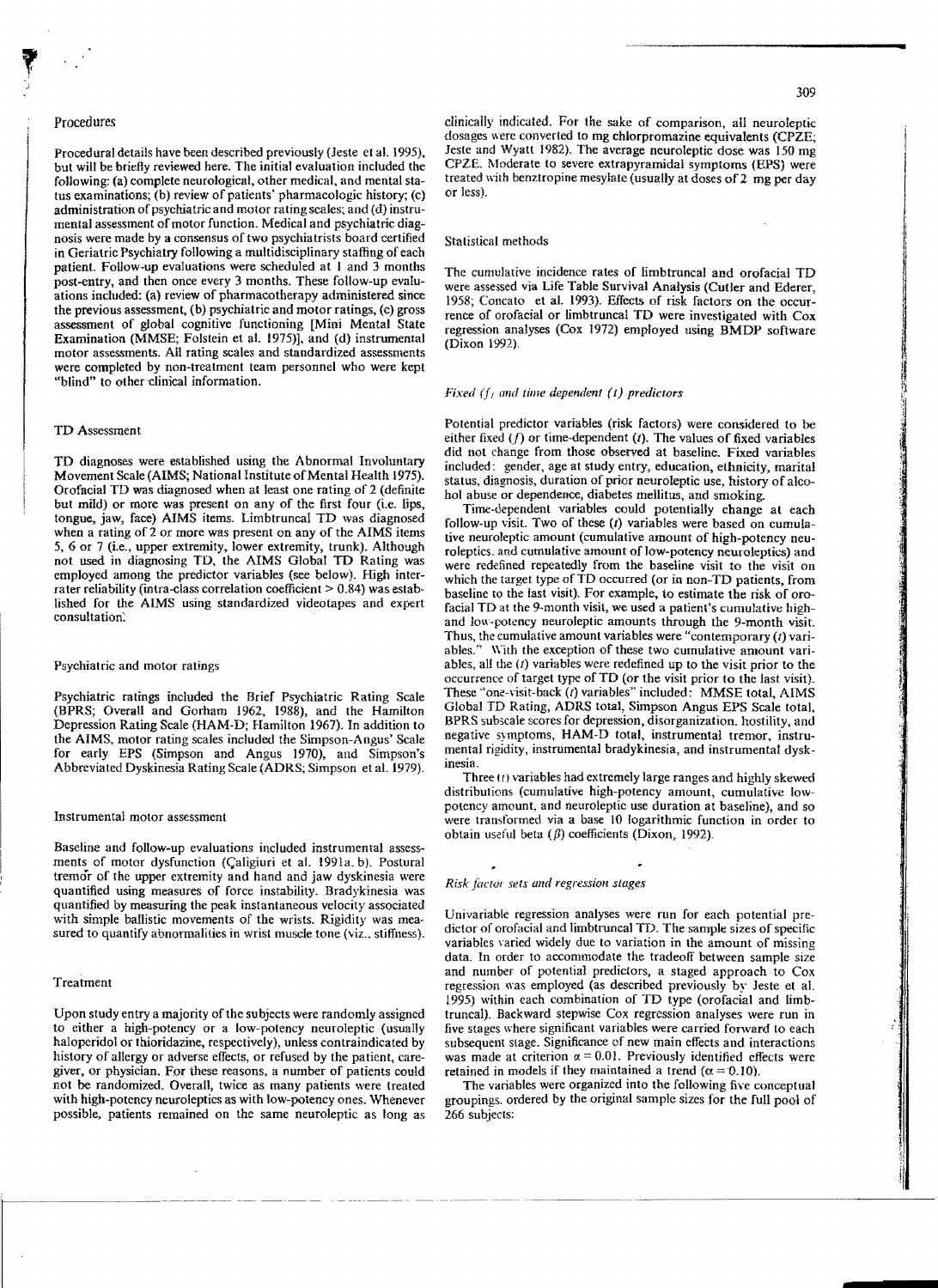## Procedures

Procedural details have been described previously (Jeste et al. 1995), but will be briefly reviewed here. The initial evaluation included the following: (a) complete neurological, other medical, and mental status examinations; (b) review of patients' pharmacologic history; (c) administration of psychiatric and motor rating scales; and (d) instrumental assessment of motor function. Medical and psychiatric diagnosis were made by a consensus of two psychiatrists board certified in Geriatric Psychiatry following a multidisciplinary staffing of each patient. Follow-up evaluations were scheduled at 1 and 3 months post-entry, and then once every 3 months. These follow-up evaluations included: (a) review of pharmacotherapy administered since the previous assessment, (b) psychiatric and motor ratings, (c) gross assessment of global cognitive functioning [Mini Mental State Examination (MMSE; Folstein et al. 1975)], and (d) instrumental motor assessments. All rating scales and standardized assessments were completed by non-treatment team personnel who were kept "blind" to other clinical information.

## TD Assessment

TD diagnoses were established using the Abnormal Involuntary Movement Scale (AIMS; National Institute of Mental Health 1975). Orofacial TD was diagnosed when at least one rating of 2 (definite but mild) or more was present on any of the first four (i.e. lips, tongue, jaw, face) AIMS items. Limbtruncal TD was diagnosed when a rating of 2 or more was present on any of the AIMS items 5, 6 or 7 (i.e., upper extremity, lower extremity, trunk). Although not used in diagnosing TD, the AIMS Global TD Rating was employed among the predictor variables (see below). High inter-rater reliability (intra-class correlation coefficient > 0.84) was established for the AIMS using standardized videotapes and expert consultation.

## Psychiatric and motor ratings

Psychiatric ratings included the Brief Psychiatric Rating Scale (BPRS; Overall and Gorham 1962, 1988), and the Hamilton Depression Rating Scale (HAM-D; Hamilton 1967). In addition to the AIMS, motor rating scales included the Simpson-Angus' Scale for early EPS (Simpson and Angus 1970), and Simpson's Abbreviated Dyskinesia Rating Scale (ADRS; Simpson et al. 1979).

## Instrumental motor assessment

Baseline and follow-up evaluations included instrumental assessments of motor dysfunction (Çaligiuri et al. 1991a, b). Postural tremor of the upper extremity and hand and jaw dyskinesia were quantified using measures of force instability. Bradykinesia was quantified by measuring the peak instantaneous velocity associated with simple ballistic movements of the wrists. Rigidity was measured to quantify abnormalities in wrist muscle tone (viz., stiffness).

## Treatment

Upon study entry a majority of the subjects were randomly assigned to either a high-potency or a low-potency neuroleptic (usually haloperidol or thioridazine, respectively), unless contraindicated by history of allergy or adverse effects, or refused by the patient, caregiver, or physician. For these reasons, a number of patients could not be randomized. Overall, twice as many patients were treated with high-potency neuroleptics as with low-potency ones. Whenever possible, patients remained on the same neuroleptic as long as clinically indicated. For the sake of comparison, all neuroleptic dosages were converted to mg chlorpromazine equivalents (CPZE; Jeste and Wyatt 1982). The average neuroleptic dose was 150 mg CPZE. Moderate to severe extrapyramidal symptoms (EPS) were treated with benztropine mesylate (usually at doses of 2 mg per day or less).

## Statistical methods

The cumulative incidence rates of limbtruncal and orofacial TD were assessed via Life Table Survival Analysis (Cutler and Ederer, 1958; Concato et al. 1993). Effects of risk factors on the occurrence of orofacial or limbtruncal TD were investigated with Cox regression analyses (Cox 1972) employed using BMDP software (Dixon 1992).

### *Fixed (f) and time dependent (t) predictors*

Potential predictor variables (risk factors) were considered to be either fixed ($f$) or time-dependent ($t$). The values of fixed variables did not change from those observed at baseline. Fixed variables included: gender, age at study entry, education, ethnicity, marital status, diagnosis, duration of prior neuroleptic use, history of alcohol abuse or dependence, diabetes mellitus, and smoking.

Time-dependent variables could potentially change at each follow-up visit. Two of these ($t$) variables were based on cumulative neuroleptic amount (cumulative amount of high-potency neuroleptics, and cumulative amount of low-potency neuroleptics) and were redefined repeatedly from the baseline visit to the visit on which the target type of TD occurred (or in non-TD patients, from baseline to the last visit). For example, to estimate the risk of orofacial TD at the 9-month visit, we used a patient's cumulative high- and low-potency neuroleptic amounts through the 9-month visit. Thus, the cumulative amount variables were "contemporary ($t$) variables." With the exception of these two cumulative amount variables, all the ($t$) variables were redefined up to the visit prior to the occurrence of target type of TD (or the visit prior to the last visit). These "one-visit-back ($t$) variables" included: MMSE total, AIMS Global TD Rating, ADRS total, Simpson Angus EPS Scale total, BPRS subscale scores for depression, disorganization, hostility, and negative symptoms, HAM-D total, instrumental tremor, instrumental rigidity, instrumental bradykinesia, and instrumental dyskinesia.

Three ($t$) variables had extremely large ranges and highly skewed distributions (cumulative high-potency amount, cumulative low-potency amount, and neuroleptic use duration at baseline), and so were transformed via a base 10 logarithmic function in order to obtain useful beta ($\beta$) coefficients (Dixon, 1992).

### *Risk factor sets and regression stages*

Univariable regression analyses were run for each potential predictor of orofacial and limbtruncal TD. The sample sizes of specific variables varied widely due to variation in the amount of missing data. In order to accommodate the tradeoff between sample size and number of potential predictors, a staged approach to Cox regression was employed (as described previously by Jeste et al. 1995) within each combination of TD type (orofacial and limbtruncal). Backward stepwise Cox regression analyses were run in five stages where significant variables were carried forward to each subsequent stage. Significance of new main effects and interactions was made at criterion $\alpha = 0.01$. Previously identified effects were retained in models if they maintained a trend ($\alpha = 0.10$).

The variables were organized into the following five conceptual groupings, ordered by the original sample sizes for the full pool of 266 subjects: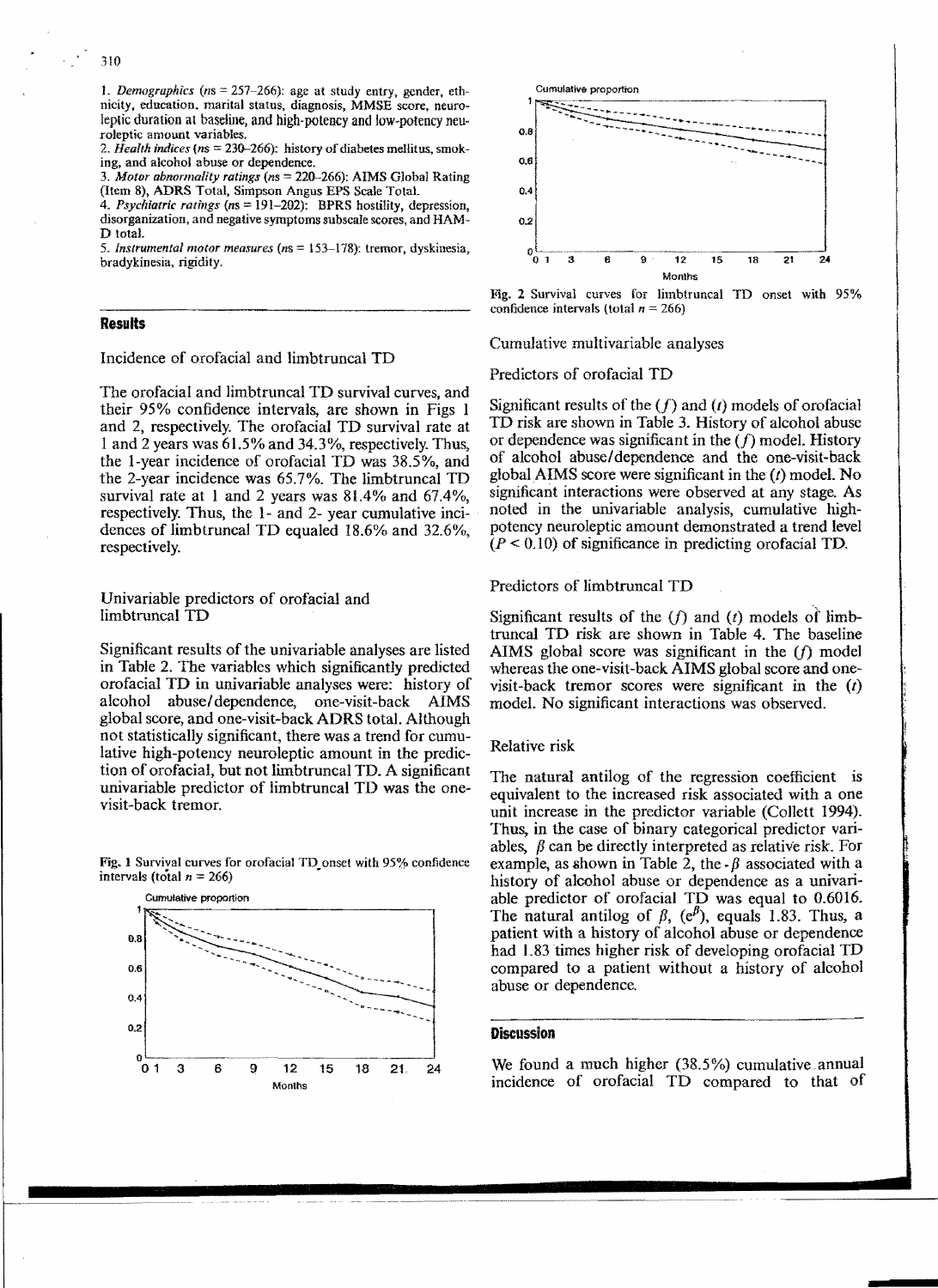1. *Demographics* (ns = 257–266): age at study entry, gender, ethnicity, education, marital status, diagnosis, MMSE score, neuroleptic duration at baseline, and high-potency and low-potency neuroleptic amount variables.
2. *Health indices* (ns = 230–266): history of diabetes mellitus, smoking, and alcohol abuse or dependence.
3. *Motor abnormality ratings* (ns = 220–266): AIMS Global Rating (Item 8), ADRS Total, Simpson Angus EPS Scale Total.
4. *Psychiatric ratings* (ns = 191–202): BPRS hostility, depression, disorganization, and negative symptoms subscale scores, and HAM-D total.
5. *Instrumental motor measures* (ns = 153–178): tremor, dyskinesia, bradykinesia, rigidity.

## Results

### Incidence of orofacial and limbtruncal TD

The orofacial and limbtruncal TD survival curves, and their 95% confidence intervals, are shown in Figs 1 and 2, respectively. The orofacial TD survival rate at 1 and 2 years was 61.5% and 34.3%, respectively. Thus, the 1-year incidence of orofacial TD was 38.5%, and the 2-year incidence was 65.7%. The limbtruncal TD survival rate at 1 and 2 years was 81.4% and 67.4%, respectively. Thus, the 1- and 2- year cumulative incidences of limbtruncal TD equaled 18.6% and 32.6%, respectively.

### Univariable predictors of orofacial and limbtruncal TD

Significant results of the univariable analyses are listed in Table 2. The variables which significantly predicted orofacial TD in univariable analyses were: history of alcohol abuse/dependence, one-visit-back AIMS global score, and one-visit-back ADRS total. Although not statistically significant, there was a trend for cumulative high-potency neuroleptic amount in the prediction of orofacial, but not limbtruncal TD. A significant univariable predictor of limbtruncal TD was the one-visit-back tremor.

Fig. 1 Survival curves for orofacial TD onset with 95% confidence intervals (total $n = 266$)

Fig. 2 Survival curves for limbtruncal TD onset with 95% confidence intervals (total $n = 266$)

### Cumulative multivariable analyses

#### Predictors of orofacial TD

Significant results of the ($f$) and ($t$) models of orofacial TD risk are shown in Table 3. History of alcohol abuse or dependence was significant in the ($f$) model. History of alcohol abuse/dependence and the one-visit-back global AIMS score were significant in the ($t$) model. No significant interactions were observed at any stage. As noted in the univariable analysis, cumulative high-potency neuroleptic amount demonstrated a trend level ($P < 0.10$) of significance in predicting orofacial TD.

#### Predictors of limbtruncal TD

Significant results of the ($f$) and ($t$) models of limbtruncal TD risk are shown in Table 4. The baseline AIMS global score was significant in the ($f$) model whereas the one-visit-back AIMS global score and one-visit-back tremor scores were significant in the ($t$) model. No significant interactions was observed.

### Relative risk

The natural antilog of the regression coefficient is equivalent to the increased risk associated with a one unit increase in the predictor variable (Collett 1994). Thus, in the case of binary categorical predictor variables, $\beta$ can be directly interpreted as relative risk. For example, as shown in Table 2, the $\beta$ associated with a history of alcohol abuse or dependence as a univariable predictor of orofacial TD was equal to 0.6016. The natural antilog of $\beta$, ($e^{\beta}$), equals 1.83. Thus, a patient with a history of alcohol abuse or dependence had 1.83 times higher risk of developing orofacial TD compared to a patient without a history of alcohol abuse or dependence.

## Discussion

We found a much higher (38.5%) cumulative annual incidence of orofacial TD compared to that of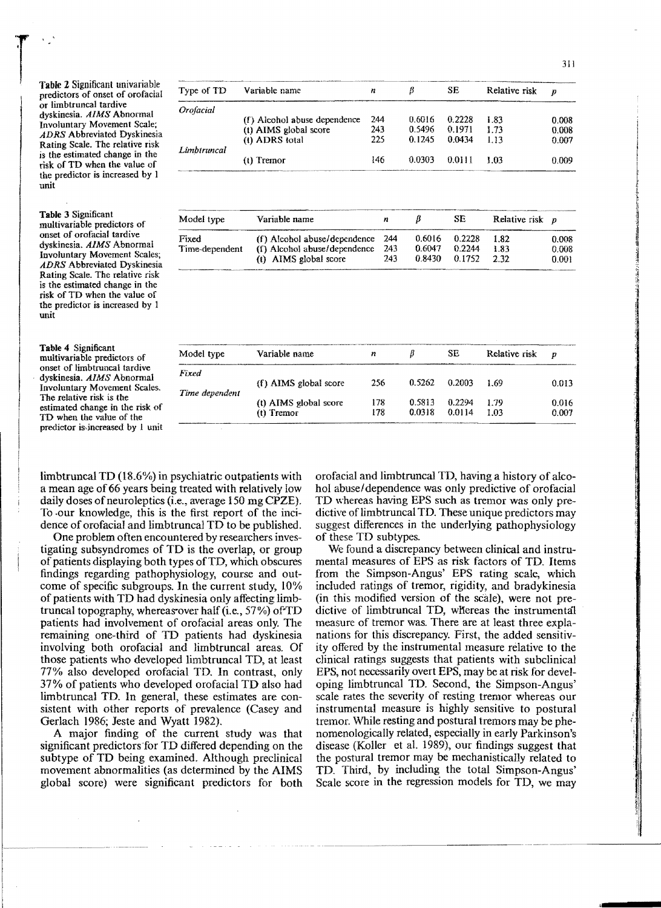**Table 2** Significant univariable predictors of onset of orofacial or limbtruncal tardive dyskinesia. *AIMS* Abnormal Involuntary Movement Scale; *ADRS* Abbreviated Dyskinesia Rating Scale. The relative risk is the estimated change in the risk of TD when the value of the predictor is increased by 1 unit

| Type of TD | Variable name | *n* | *β* | SE | Relative risk | *p* |
|---|---|---|---|---|---|---|
| *Orofacial* | | | | | | |
| | (f) Alcohol abuse dependence | 244 | 0.6016 | 0.2228 | 1.83 | 0.008 |
| | (t) AIMS global score | 243 | 0.5496 | 0.1971 | 1.73 | 0.008 |
| | (t) ADRS total | 225 | 0.1245 | 0.0434 | 1.13 | 0.007 |
| *Limbtruncal* | | | | | | |
| | (t) Tremor | 146 | 0.0303 | 0.0111 | 1.03 | 0.009 |

**Table 3** Significant multivariable predictors of onset of orofacial tardive dyskinesia. *AIMS* Abnormal Involuntary Movement Scales; *ADRS* Abbreviated Dyskinesia Rating Scale. The relative risk is the estimated change in the risk of TD when the value of the predictor is increased by 1 unit

| Model type | Variable name | *n* | *β* | SE | Relative risk | *p* |
|---|---|---|---|---|---|---|
| Fixed | (f) Alcohol abuse/dependence | 244 | 0.6016 | 0.2228 | 1.82 | 0.008 |
| Time-dependent | (f) Alcohol abuse/dependence | 243 | 0.6047 | 0.2244 | 1.83 | 0.008 |
| | (t) AIMS global score | 243 | 0.8430 | 0.1752 | 2.32 | 0.001 |

**Table 4** Significant multivariable predictors of onset of limbtruncal tardive dyskinesia. *AIMS* Abnormal Involuntary Movement Scales. The relative risk is the estimated change in the risk of TD when the value of the predictor is increased by 1 unit

| Model type | Variable name | *n* | *β* | SE | Relative risk | *p* |
|---|---|---|---|---|---|---|
| *Fixed* | | | | | | |
| | (f) AIMS global score | 256 | 0.5262 | 0.2003 | 1.69 | 0.013 |
| *Time dependent* | | | | | | |
| | (t) AIMS global score | 178 | 0.5813 | 0.2294 | 1.79 | 0.016 |
| | (t) Tremor | 178 | 0.0318 | 0.0114 | 1.03 | 0.007 |

limbtruncal TD (18.6%) in psychiatric outpatients with a mean age of 66 years being treated with relatively low daily doses of neuroleptics (i.e., average 150 mg CPZE). To our knowledge, this is the first report of the incidence of orofacial and limbtruncal TD to be published.

One problem often encountered by researchers investigating subsyndromes of TD is the overlap, or group of patients displaying both types of TD, which obscures findings regarding pathophysiology, course and outcome of specific subgroups. In the current study, 10% of patients with TD had dyskinesia only affecting limbtruncal topography, whereas over half (i.e., 57%) of TD patients had involvement of orofacial areas only. The remaining one-third of TD patients had dyskinesia involving both orofacial and limbtruncal areas. Of those patients who developed limbtruncal TD, at least 77% also developed orofacial TD. In contrast, only 37% of patients who developed orofacial TD also had limbtruncal TD. In general, these estimates are consistent with other reports of prevalence (Casey and Gerlach 1986; Jeste and Wyatt 1982).

A major finding of the current study was that significant predictors for TD differed depending on the subtype of TD being examined. Although preclinical movement abnormalities (as determined by the AIMS global score) were significant predictors for both orofacial and limbtruncal TD, having a history of alcohol abuse/dependence was only predictive of orofacial TD whereas having EPS such as tremor was only predictive of limbtruncal TD. These unique predictors may suggest differences in the underlying pathophysiology of these TD subtypes.

We found a discrepancy between clinical and instrumental measures of EPS as risk factors of TD. Items from the Simpson-Angus' EPS rating scale, which included ratings of tremor, rigidity, and bradykinesia (in this modified version of the scale), were not predictive of limbtruncal TD, whereas the instrumental measure of tremor was. There are at least three explanations for this discrepancy. First, the added sensitivity offered by the instrumental measure relative to the clinical ratings suggests that patients with subclinical EPS, not necessarily overt EPS, may be at risk for developing limbtruncal TD. Second, the Simpson-Angus' scale rates the severity of resting tremor whereas our instrumental measure is highly sensitive to postural tremor. While resting and postural tremors may be phenomenologically related, especially in early Parkinson's disease (Koller et al. 1989), our findings suggest that the postural tremor may be mechanistically related to TD. Third, by including the total Simpson-Angus' Scale score in the regression models for TD, we may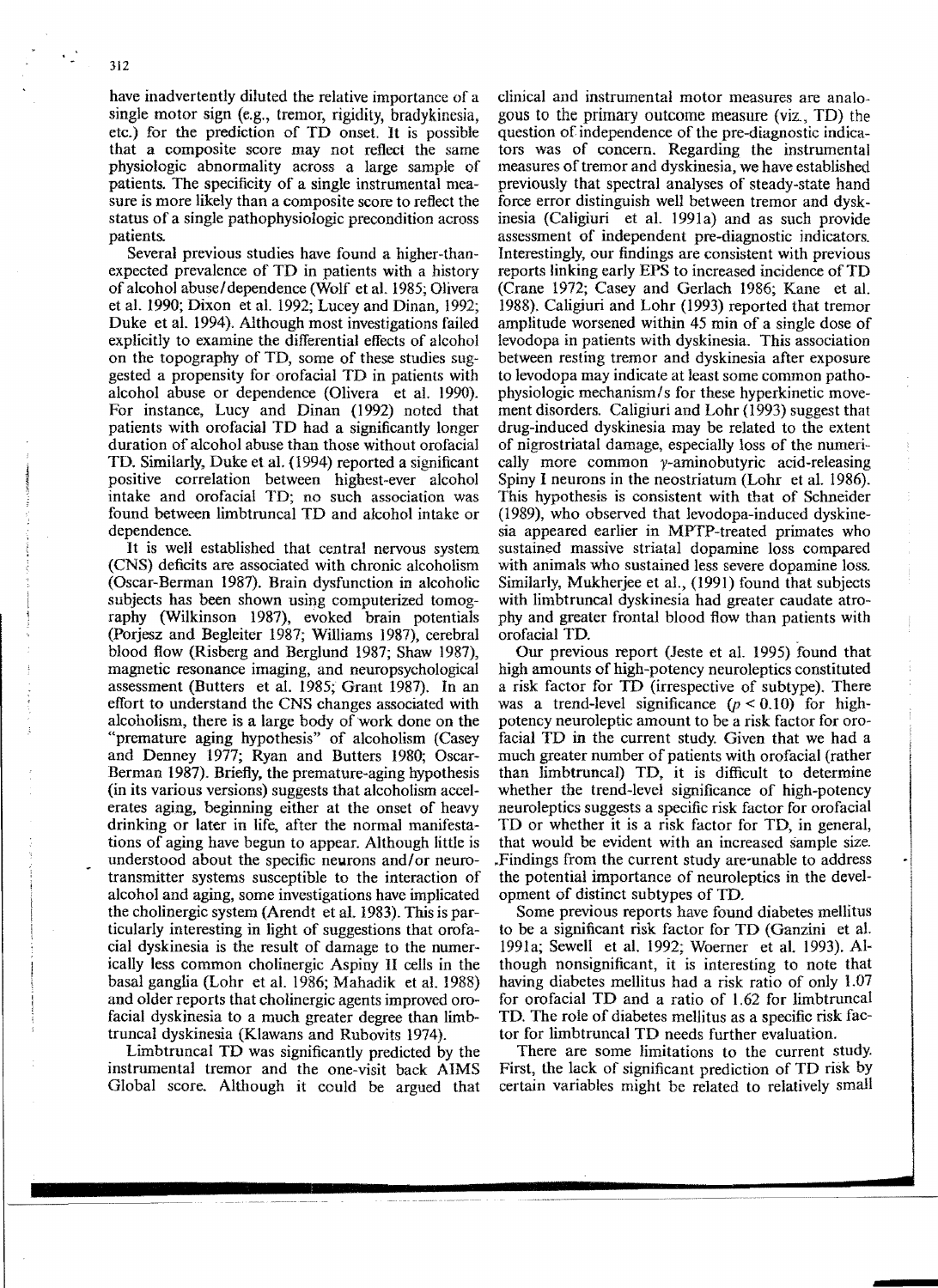have inadvertently diluted the relative importance of a single motor sign (e.g., tremor, rigidity, bradykinesia, etc.) for the prediction of TD onset. It is possible that a composite score may not reflect the same physiologic abnormality across a large sample of patients. The specificity of a single instrumental measure is more likely than a composite score to reflect the status of a single pathophysiologic precondition across patients.

Several previous studies have found a higher-than-expected prevalence of TD in patients with a history of alcohol abuse/dependence (Wolf et al. 1985; Olivera et al. 1990; Dixon et al. 1992; Lucey and Dinan, 1992; Duke et al. 1994). Although most investigations failed explicitly to examine the differential effects of alcohol on the topography of TD, some of these studies suggested a propensity for orofacial TD in patients with alcohol abuse or dependence (Olivera et al. 1990). For instance, Lucy and Dinan (1992) noted that patients with orofacial TD had a significantly longer duration of alcohol abuse than those without orofacial TD. Similarly, Duke et al. (1994) reported a significant positive correlation between highest-ever alcohol intake and orofacial TD; no such association was found between limbtruncal TD and alcohol intake or dependence.

It is well established that central nervous system (CNS) deficits are associated with chronic alcoholism (Oscar-Berman 1987). Brain dysfunction in alcoholic subjects has been shown using computerized tomography (Wilkinson 1987), evoked brain potentials (Porjesz and Begleiter 1987; Williams 1987), cerebral blood flow (Risberg and Berglund 1987; Shaw 1987), magnetic resonance imaging, and neuropsychological assessment (Butters et al. 1985; Grant 1987). In an effort to understand the CNS changes associated with alcoholism, there is a large body of work done on the "premature aging hypothesis" of alcoholism (Casey and Denney 1977; Ryan and Butters 1980; Oscar-Berman 1987). Briefly, the premature-aging hypothesis (in its various versions) suggests that alcoholism accelerates aging, beginning either at the onset of heavy drinking or later in life, after the normal manifestations of aging have begun to appear. Although little is understood about the specific neurons and/or neurotransmitter systems susceptible to the interaction of alcohol and aging, some investigations have implicated the cholinergic system (Arendt et al. 1983). This is particularly interesting in light of suggestions that orofacial dyskinesia is the result of damage to the numerically less common cholinergic Aspiny II cells in the basal ganglia (Lohr et al. 1986; Mahadik et al. 1988) and older reports that cholinergic agents improved orofacial dyskinesia to a much greater degree than limbtruncal dyskinesia (Klawans and Rubovits 1974).

Limbtruncal TD was significantly predicted by the instrumental tremor and the one-visit back AIMS Global score. Although it could be argued that clinical and instrumental motor measures are analogous to the primary outcome measure (viz., TD) the question of independence of the pre-diagnostic indicators was of concern. Regarding the instrumental measures of tremor and dyskinesia, we have established previously that spectral analyses of steady-state hand force error distinguish well between tremor and dyskinesia (Caligiuri et al. 1991a) and as such provide assessment of independent pre-diagnostic indicators. Interestingly, our findings are consistent with previous reports linking early EPS to increased incidence of TD (Crane 1972; Casey and Gerlach 1986; Kane et al. 1988). Caligiuri and Lohr (1993) reported that tremor amplitude worsened within 45 min of a single dose of levodopa in patients with dyskinesia. This association between resting tremor and dyskinesia after exposure to levodopa may indicate at least some common pathophysiologic mechanism/s for these hyperkinetic movement disorders. Caligiuri and Lohr (1993) suggest that drug-induced dyskinesia may be related to the extent of nigrostriatal damage, especially loss of the numerically more common $\gamma$-aminobutyric acid-releasing Spiny I neurons in the neostriatum (Lohr et al. 1986). This hypothesis is consistent with that of Schneider (1989), who observed that levodopa-induced dyskinesia appeared earlier in MPTP-treated primates who sustained massive striatal dopamine loss compared with animals who sustained less severe dopamine loss. Similarly, Mukherjee et al., (1991) found that subjects with limbtruncal dyskinesia had greater caudate atrophy and greater frontal blood flow than patients with orofacial TD.

Our previous report (Jeste et al. 1995) found that high amounts of high-potency neuroleptics constituted a risk factor for TD (irrespective of subtype). There was a trend-level significance ($p < 0.10$) for high-potency neuroleptic amount to be a risk factor for orofacial TD in the current study. Given that we had a much greater number of patients with orofacial (rather than limbtruncal) TD, it is difficult to determine whether the trend-level significance of high-potency neuroleptics suggests a specific risk factor for orofacial TD or whether it is a risk factor for TD, in general, that would be evident with an increased sample size. Findings from the current study are unable to address the potential importance of neuroleptics in the development of distinct subtypes of TD.

Some previous reports have found diabetes mellitus to be a significant risk factor for TD (Ganzini et al. 1991a; Sewell et al. 1992; Woerner et al. 1993). Although nonsignificant, it is interesting to note that having diabetes mellitus had a risk ratio of only 1.07 for orofacial TD and a ratio of 1.62 for limbtruncal TD. The role of diabetes mellitus as a specific risk factor for limbtruncal TD needs further evaluation.

There are some limitations to the current study. First, the lack of significant prediction of TD risk by certain variables might be related to relatively small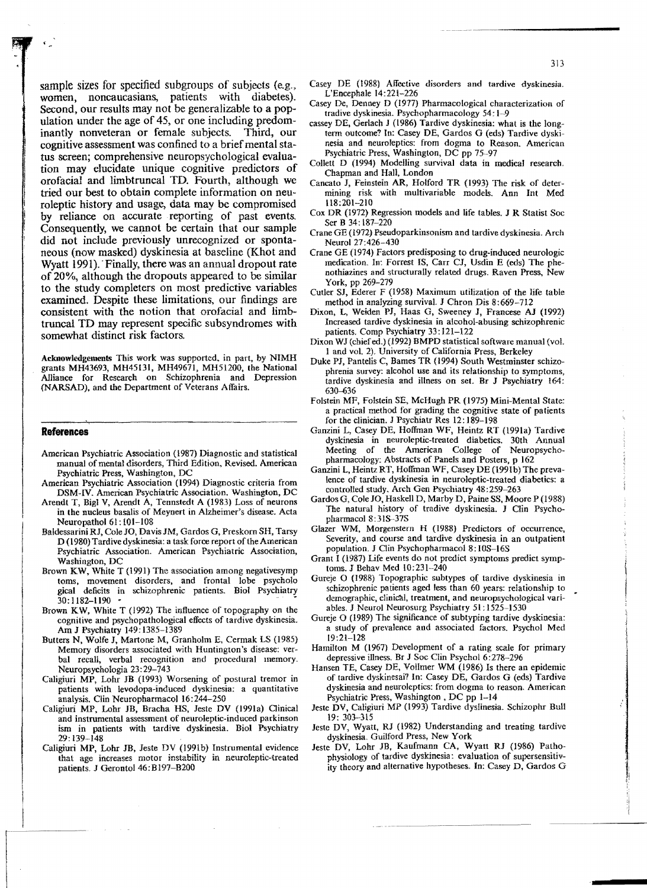sample sizes for specified subgroups of subjects (e.g., women, noncaucasians, patients with diabetes). Second, our results may not be generalizable to a population under the age of 45, or one including predominantly nonveteran or female subjects. Third, our cognitive assessment was confined to a brief mental status screen; comprehensive neuropsychological evaluation may elucidate unique cognitive predictors of orofacial and limbtruncal TD. Fourth, although we tried our best to obtain complete information on neuroleptic history and usage, data may be compromised by reliance on accurate reporting of past events. Consequently, we cannot be certain that our sample did not include previously unrecognized or spontaneous (now masked) dyskinesia at baseline (Khot and Wyatt 1991). Finally, there was an annual dropout rate of 20%, although the dropouts appeared to be similar to the study completers on most predictive variables examined. Despite these limitations, our findings are consistent with the notion that orofacial and limbtruncal TD may represent specific subsyndromes with somewhat distinct risk factors.

**Acknowledgements** This work was supported, in part, by NIMH grants MH43693, MH45131, MH49671, MH51200, the National Alliance for Research on Schizophrenia and Depression (NARSAD), and the Department of Veterans Affairs.

## References

- American Psychiatric Association (1987) Diagnostic and statistical manual of mental disorders, Third Edition, Revised. American Psychiatric Press, Washington, DC
- American Psychiatric Association (1994) Diagnostic criteria from DSM-IV. American Psychiatric Association. Washington, DC
- Arendt T, Bigl V, Arendt A, Tennstedt A (1983) Loss of neurons in the nucleus basalis of Meynert in Alzheimer's disease. Acta Neuropathol 61:101–108
- Baldessarini RJ, Cole JO, Davis JM, Gardos G, Preskorn SH, Tarsy D (1980) Tardive dyskinesia: a task force report of the American Psychiatric Association. American Psychiatric Association, Washington, DC
- Brown KW, White T (1991) The association among negativesymp toms, movement disorders, and frontal lobe psycholo gical deficits in schizophrenic patients. Biol Psychiatry 30:1182–1190
- Brown KW, White T (1992) The influence of topography on the cognitive and psychopathological effects of tardive dyskinesia. Am J Psychiatry 149:1385–1389
- Butters N, Wolfe J, Martone M, Granholm E, Cermak LS (1985) Memory disorders associated with Huntington's disease: verbal recall, verbal recognition and procedural memory. Neuropsychologia 23:29–743
- Caligiuri MP, Lohr JB (1993) Worsening of postural tremor in patients with levodopa-induced dyskinesia: a quantitative analysis. Clin Neuropharmacol 16:244–250
- Caligiuri MP, Lohr JB, Bracha HS, Jeste DV (1991a) Clinical and instrumental assessment of neuroleptic-induced parkinson ism in patients with tardive dyskinesia. Biol Psychiatry 29:139–148
- Caligiuri MP, Lohr JB, Jeste DV (1991b) Instrumental evidence that age increases motor instability in neuroleptic-treated patients. J Gerontol 46:B197–B200
- Casey DE (1988) Affective disorders and tardive dyskinesia. L'Encephale 14:221–226
- Casey De, Denney D (1977) Pharmacological characterization of tradive dyskinesia. Psychopharmacology 54:1–9
- cassey DE, Gerlach J (1986) Tardive dyskinesia: what is the long-term outcome? In: Casey DE, Gardos G (eds) Tardive dyskinesia and neuroleptics: from dogma to Reason. American Psychiatric Press, Washington, DC pp 75–97
- Collett D (1994) Modelling survival data in medical research. Chapman and Hall, London
- Cancato J, Feinstein AR, Holford TR (1993) The risk of determining risk with multivariable models. Ann Int Med 118:201–210
- Cox DR (1972) Regression models and life tables. J R Statist Soc Ser B 34:187–220
- Crane GE (1972) Pseudoparkinsonism and tardive dyskinesia. Arch Neurol 27:426–430
- Crane GE (1974) Factors predisposing to drug-induced neurologic medication. In: Forrest IS, Carr CJ, Usdin E (eds) The phenothiazines and structurally related drugs. Raven Press, New York, pp 269–279
- Cutler SJ, Ederer F (1958) Maximum utilization of the life table method in analyzing survival. J Chron Dis 8:669–712
- Dixon, L, Weiden PJ, Haas G, Sweeney J, Francese AJ (1992) Increased tardive dyskinesia in alcohol-abusing schizophrenic patients. Comp Psychiatry 33:121–122
- Dixon WJ (chief ed.) (1992) BMPD statistical software manual (vol. 1 and vol. 2). University of California Press, Berkeley
- Duke PJ, Pantelis C, Bames TR (1994) South Westminster schizophrenia survey: alcohol use and its relationship to symptoms, tardive dyskinesia and illness on set. Br J Psychiatry 164:630–636
- Folstein MF, Folstein SE, McHugh PR (1975) Mini-Mental State: a practical method for grading the cognitive state of patients for the clinician. J Psychiatr Res 12:189–198
- Ganzini L, Casey DE, Hoffman WF, Heintz RT (1991a) Tardive dyskinesia in neuroleptic-treated diabetics. 30th Annual Meeting of the American College of Neuropsychopharmacology: Abstracts of Panels and Posters, p 162
- Ganzini L, Heintz RT, Hoffman WF, Casey DE (1991b) The prevalence of tardive dyskinesia in neuroleptic-treated diabetics: a controlled study. Arch Gen Psychiatry 48:259–263
- Gardos G, Cole JO, Haskell D, Marby D, Paine SS, Moore P (1988) The natural history of tradive dyskinesia. J Clin Psychopharmacol 8:31S–37S
- Glazer WM, Morgenstern H (1988) Predictors of occurrence, Severity, and course and tardive dyskinesia in an outpatient population. J Clin Psychopharmacol 8:10S–16S
- Grant I (1987) Life events do not predict symptoms predict symptoms. J Behav Med 10:231–240
- Gureje O (1988) Topographic subtypes of tardive dyskinesia in schizophrenic patients aged less than 60 years: relationship to demographic, clinical, treatment, and neuropsychological variables. J Neurol Neurosurg Psychiatry 51:1525–1530
- Gureje O (1989) The significance of subtyping tardive dyskinesia: a study of prevalence and associated factors. Psychol Med 19:21–128
- Hamilton M (1967) Development of a rating scale for primary depressive illness. Br J Soc Clin Psychol 6:278–296
- Hansen TE, Casey DE, Vollmer WM (1986) Is there an epidemic of tardive dyskinesai? In: Casey DE, Gardos G (eds) Tardive dyskinesia and neuroleptics: from dogma to reason. American Psychiatric Press, Washington , DC pp 1–14
- Jeste DV, Caligiuri MP (1993) Tardive dyslinesia. Schizophr Bull 19: 303–315
- Jeste DV, Wyatt, RJ (1982) Understanding and treating tardive dyskinesia. Guilford Press, New York
- Jeste DV, Lohr JB, Kaufmann CA, Wyatt RJ (1986) Pathophysiology of tardive dyskinesia: evaluation of supersensitivity theory and alternative hypotheses. In: Casey D, Gardos G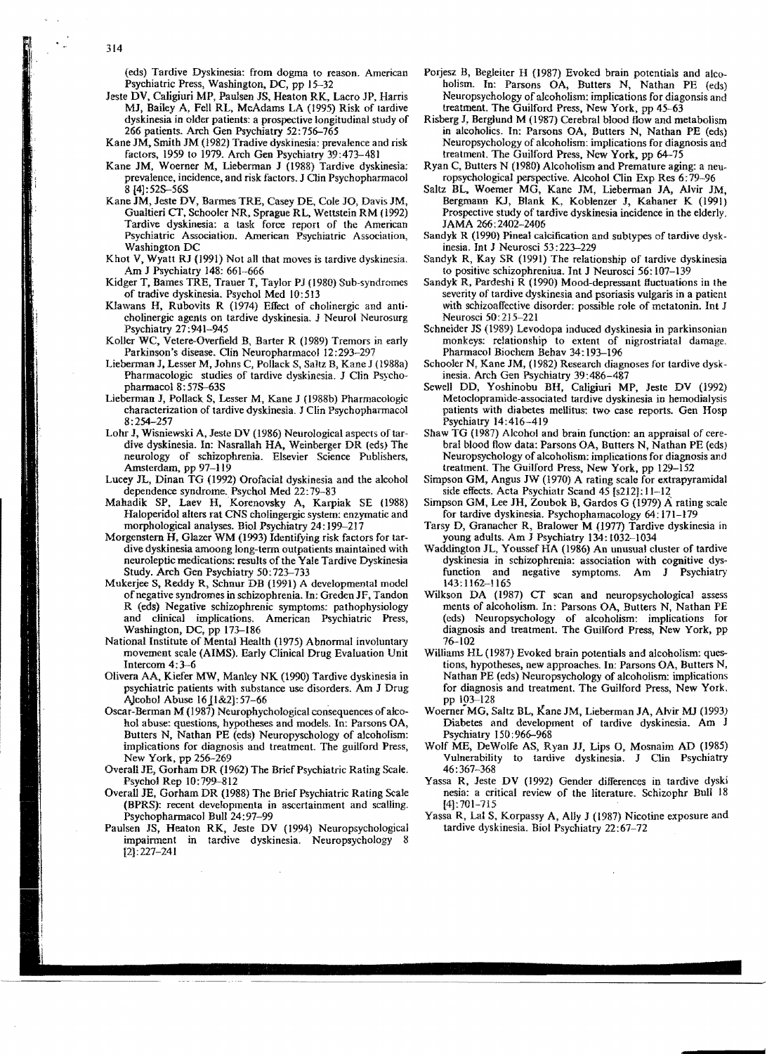(eds) Tardive Dyskinesia: from dogma to reason. American Psychiatric Press, Washington, DC, pp 15–32

Jeste DV, Caligiuri MP, Paulsen JS, Heaton RK, Lacro JP, Harris MJ, Bailey A, Fell RL, McAdams LA (1995) Risk of tardive dyskinesia in older patients: a prospective longitudinal study of 266 patients. Arch Gen Psychiatry 52:756–765

Kane JM, Smith JM (1982) Tradive dyskinesia: prevalence and risk factors, 1959 to 1979. Arch Gen Psychiatry 39:473–481

Kane JM, Woerner M, Lieberman J (1988) Tardive dyskinesia: prevalence, incidence, and risk factors. J Clin Psychopharmacol 8 [4]:52S–56S

Kane JM, Jeste DV, Barnes TRE, Casey DE, Cole JO, Davis JM, Gualtieri CT, Schooler NR, Sprague RL, Wettstein RM (1992) Tardive dyskinesia: a task force report of the American Psychiatric Association. American Psychiatric Association, Washington DC

Khot V, Wyatt RJ (1991) Not all that moves is tardive dyskinesia. Am J Psychiatry 148: 661–666

Kidger T, Barnes TRE, Trauer T, Taylor PJ (1980) Sub-syndromes of tradive dyskinesia. Psychol Med 10:513

Klawans H, Rubovits R (1974) Effect of cholinergic and anticholinergic agents on tardive dyskinesia. J Neurol Neurosurg Psychiatry 27:941–945

Koller WC, Vetere-Overfield B, Barter R (1989) Tremors in early Parkinson's disease. Clin Neuropharmacol 12:293–297

Lieberman J, Lesser M, Johns C, Pollack S, Saltz B, Kane J (1988a) Pharmacologic studies of tardive dyskinesia. J Clin Psychopharmacol 8:57S–63S

Lieberman J, Pollack S, Lesser M, Kane J (1988b) Pharmacologic characterization of tardive dyskinesia. J Clin Psychopharmacol 8:254–257

Lohr J, Wisniewski A, Jeste DV (1986) Neurological aspects of tardive dyskinesia. In: Nasrallah HA, Weinberger DR (eds) The neurology of schizophrenia. Elsevier Science Publishers, Amsterdam, pp 97–119

Lucey JL, Dinan TG (1992) Orofacial dyskinesia and the alcohol dependence syndrome. Psychol Med 22:79–83

Mahadik SP, Laev H, Korenovsky A, Karpiak SE (1988) Haloperidol alters rat CNS cholinergic system: enzymatic and morphological analyses. Biol Psychiatry 24:199–217

Morgenstern H, Glazer WM (1993) Identifying risk factors for tardive dyskinesia amoong long-term outpatients maintained with neuroleptic medications: results of the Yale Tardive Dyskinesia Study. Arch Gen Psychiatry 50:723–733

Mukerjee S, Reddy R, Schnur DB (1991) A developmental model of negative syndromes in schizophrenia. In: Greden JF, Tandon R (eds) Negative schizophrenic symptoms: pathophysiology and clinical implications. American Psychiatric Press, Washington, DC, pp 173–186

National Institute of Mental Health (1975) Abnormal involuntary movement scale (AIMS). Early Clinical Drug Evaluation Unit Intercom 4:3–6

Olivera AA, Kiefer MW, Manley NK (1990) Tardive dyskinesia in psychiatric patients with substance use disorders. Am J Drug Alcohol Abuse 16 [1&2]:57–66

Oscar-Berman M (1987) Neurophychological consequences of alcohol abuse: questions, hypotheses and models. In: Parsons OA, Butters N, Nathan PE (eds) Neuropsychology of alcoholism: implications for diagnosis and treatment. The guilford Press, New York, pp 256–269

Overall JE, Gorham DR (1962) The Brief Psychiatric Rating Scale. Psychol Rep 10:799–812

Overall JE, Gorham DR (1988) The Brief Psychiatric Rating Scale (BPRS): recent developmenta in ascertainment and scalling. Psychopharmacol Bull 24:97–99

Paulsen JS, Heaton RK, Jeste DV (1994) Neuropsychological impairment in tardive dyskinesia. Neuropsychology 8 [2]:227–241

Porjesz B, Begleiter H (1987) Evoked brain potentials and alcoholism. In: Parsons OA, Butters N, Nathan PE (eds) Neuropsychology of alcoholism: implications for diagonsis and treatment. The Guilford Press, New York, pp 45–63

Risberg J, Berglund M (1987) Cerebral blood flow and metabolism in alcoholics. In: Parsons OA, Butters N, Nathan PE (eds) Neuropsychology of alcoholism: implications for diagnosis and treatment. The Guilford Press, New York, pp 64–75

Ryan C, Butters N (1980) Alcoholism and Premature aging: a neuropsychological perspective. Alcohol Clin Exp Res 6:79–96

Saltz BL, Woerner MG, Kane JM, Lieberman JA, Alvir JM, Bergmann KJ, Blank K, Koblenzer J, Kahaner K (1991) Prospective study of tardive dyskinesia incidence in the elderly. JAMA 266:2402–2406

Sandyk R (1990) Pineal calcification and subtypes of tardive dyskinesia. Int J Neurosci 53:223–229

Sandyk R, Kay SR (1991) The relationship of tardive dyskinesia to positive schizophreniua. Int J Neurosci 56:107–139

Sandyk R, Pardeshi R (1990) Mood-depressant fluctuations in the severity of tardive dyskinesia and psoriasis vulgaris in a patient with schizoaffective disorder: possible role of metatonin. Int J Neurosci 50:215–221

Schneider JS (1989) Levodopa induced dyskinesia in parkinsonian monkeys: relationship to extent of nigrostriatal damage. Pharmacol Biochem Behav 34:193–196

Schooler N, Kane JM, (1982) Research diagnoses for tardive dyskinesia. Arch Gen Psychiatry 39:486–487

Sewell DD, Yoshinobu BH, Caligiuri MP, Jeste DV (1992) Metoclopramide-associated tardive dyskinesia in hemodialysis patients with diabetes mellitus: two case reports. Gen Hosp Psychiatry 14:416–419

Shaw TG (1987) Alcohol and brain function: an appraisal of cerebral blood flow data: Parsons OA, Butters N, Nathan PE (eds) Neuropsychology of alcoholism: implications for diagnosis and treatment. The Guilford Press, New York, pp 129–152

Simpson GM, Angus JW (1970) A rating scale for extrapyramidal side effects. Acta Psychiatr Scand 45 [s212]: 11–12

Simpson GM, Lee JH, Zoubok B, Gardos G (1979) A rating scale for tardive dyskinesia. Psychophamacology 64:171–179

Tarsy D, Granacher R, Bralower M (1977) Tardive dyskinesia in young adults. Am J Psychiatry 134:1032–1034

Waddington JL, Youssef HA (1986) An unusual cluster of tardive dyskinesia in schizophrenia: association with cognitive dysfunction and negative symptoms. Am J Psychiatry 143:1162–1165

Wilkson DA (1987) CT scan and neuropsychological assess ments of alcoholism. In: Parsons OA, Butters N, Nathan PE (eds) Neuropsychology of alcoholism: implications for diagnosis and treatment. The Guilford Press, New York, pp 76–102

Williams HL (1987) Evoked brain potentials and alcoholism: questions, hypotheses, new approaches. In: Parsons OA, Butters N, Nathan PE (eds) Neuropsychology of alcoholism: implications for diagnosis and treatment. The Guilford Press, New York, pp 103–128

Woerner MG, Saltz BL, Kane JM, Lieberman JA, Alvir MJ (1993) Diabetes and development of tardive dyskinesia. Am J Psychiatry 150:966–968

Wolf ME, DeWolfe AS, Ryan JJ, Lips O, Mosnaim AD (1985) Vulnerability to tardive dyskinesia. J Clin Psychiatry 46:367–368

Yassa R, Jeste DV (1992) Gender differences in tardive dyskinesia: a critical review of the literature. Schizophr Bull 18 [4]:701–715

Yassa R, Lal S, Korpassy A, Ally J (1987) Nicotine exposure and tardive dyskinesia. Biol Psychiatry 22:67–72